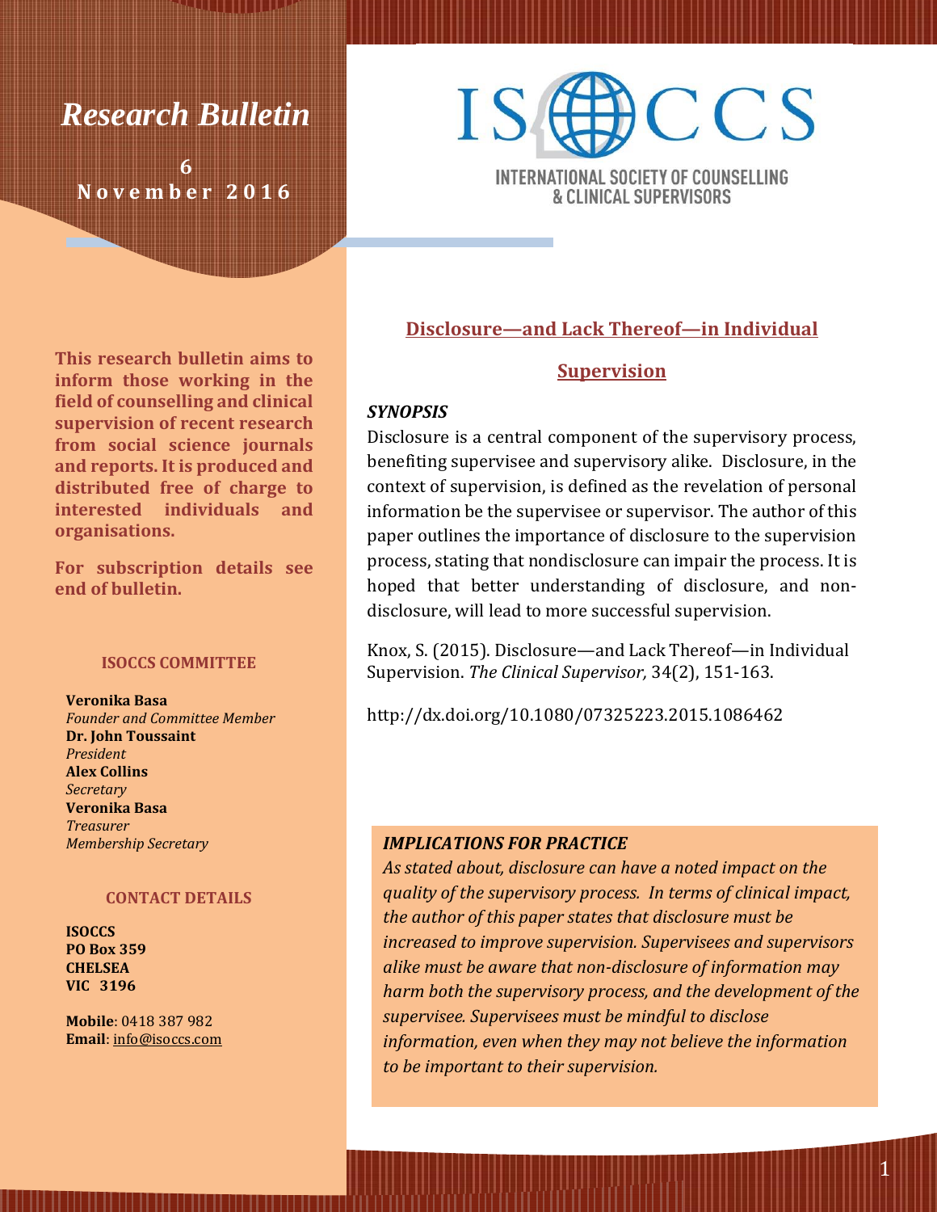# Research Bulletin

**6**
**November 2016**

ISOCCS

INTERNATIONAL SOCIETY OF COUNSELLING & CLINICAL SUPERVISORS

**This research bulletin aims to inform those working in the field of counselling and clinical supervision of recent research from social science journals and reports. It is produced and distributed free of charge to interested individuals and organisations.**

**For subscription details see end of bulletin.**

### ISOCCS COMMITTEE

**Veronika Basa**
*Founder and Committee Member*
**Dr. John Toussaint**
*President*
**Alex Collins**
*Secretary*
**Veronika Basa**
*Treasurer*
*Membership Secretary*

### CONTACT DETAILS

**ISOCCS**
**PO Box 359**
**CHELSEA**
**VIC 3196**

**Mobile**: 0418 387 982
**Email**: info@isoccs.com

## Disclosure—and Lack Thereof—in Individual Supervision

***SYNOPSIS***

Disclosure is a central component of the supervisory process, benefiting supervisee and supervisory alike. Disclosure, in the context of supervision, is defined as the revelation of personal information be the supervisee or supervisor. The author of this paper outlines the importance of disclosure to the supervision process, stating that nondisclosure can impair the process. It is hoped that better understanding of disclosure, and non-disclosure, will lead to more successful supervision.

Knox, S. (2015). Disclosure—and Lack Thereof—in Individual Supervision. *The Clinical Supervisor,* 34(2), 151-163.

http://dx.doi.org/10.1080/07325223.2015.1086462

***IMPLICATIONS FOR PRACTICE***

*As stated about, disclosure can have a noted impact on the quality of the supervisory process. In terms of clinical impact, the author of this paper states that disclosure must be increased to improve supervision. Supervisees and supervisors alike must be aware that non-disclosure of information may harm both the supervisory process, and the development of the supervisee. Supervisees must be mindful to disclose information, even when they may not believe the information to be important to their supervision.*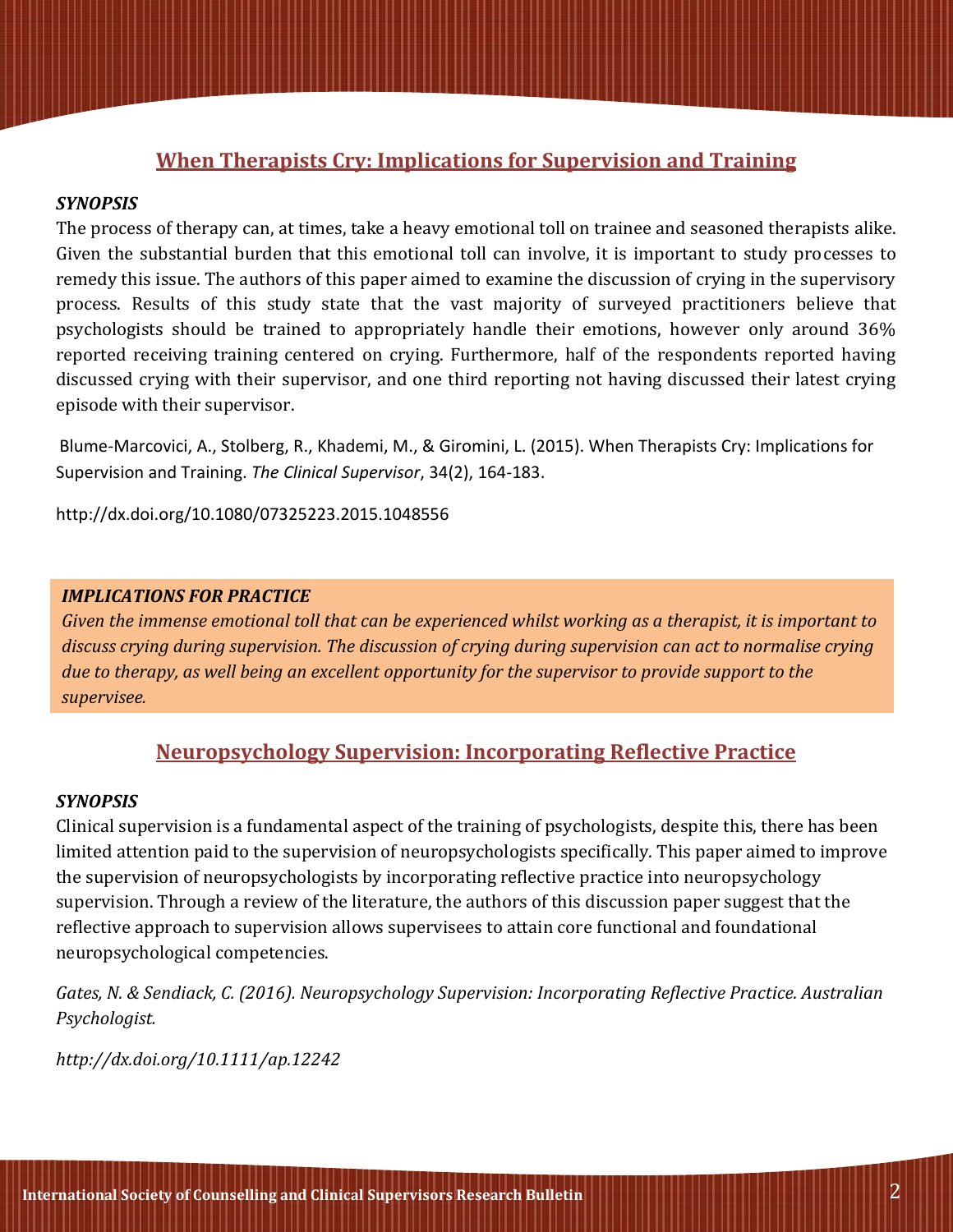## When Therapists Cry: Implications for Supervision and Training

***SYNOPSIS***

The process of therapy can, at times, take a heavy emotional toll on trainee and seasoned therapists alike. Given the substantial burden that this emotional toll can involve, it is important to study processes to remedy this issue. The authors of this paper aimed to examine the discussion of crying in the supervisory process. Results of this study state that the vast majority of surveyed practitioners believe that psychologists should be trained to appropriately handle their emotions, however only around 36% reported receiving training centered on crying. Furthermore, half of the respondents reported having discussed crying with their supervisor, and one third reporting not having discussed their latest crying episode with their supervisor.

Blume-Marcovici, A., Stolberg, R., Khademi, M., & Giromini, L. (2015). When Therapists Cry: Implications for Supervision and Training. *The Clinical Supervisor*, 34(2), 164-183.

http://dx.doi.org/10.1080/07325223.2015.1048556

***IMPLICATIONS FOR PRACTICE***

*Given the immense emotional toll that can be experienced whilst working as a therapist, it is important to discuss crying during supervision. The discussion of crying during supervision can act to normalise crying due to therapy, as well being an excellent opportunity for the supervisor to provide support to the supervisee.*

## Neuropsychology Supervision: Incorporating Reflective Practice

***SYNOPSIS***

Clinical supervision is a fundamental aspect of the training of psychologists, despite this, there has been limited attention paid to the supervision of neuropsychologists specifically. This paper aimed to improve the supervision of neuropsychologists by incorporating reflective practice into neuropsychology supervision. Through a review of the literature, the authors of this discussion paper suggest that the reflective approach to supervision allows supervisees to attain core functional and foundational neuropsychological competencies.

*Gates, N. & Sendiack, C. (2016). Neuropsychology Supervision: Incorporating Reflective Practice. Australian Psychologist.*

*http://dx.doi.org/10.1111/ap.12242*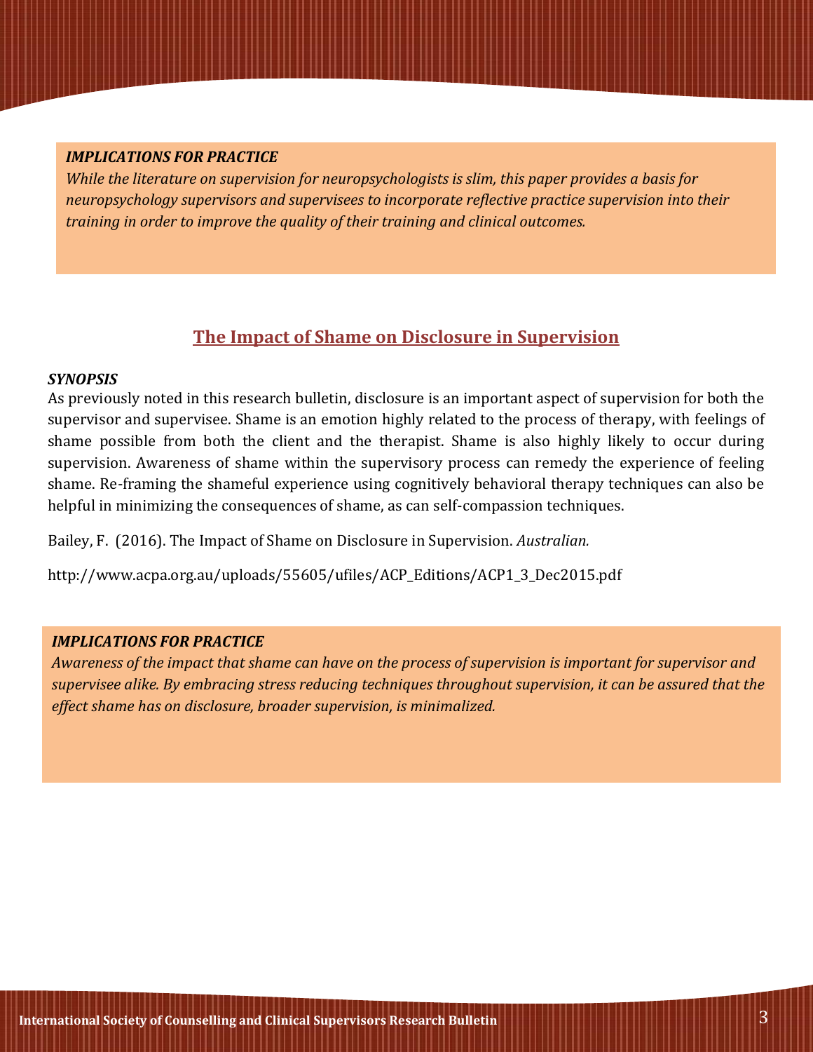***IMPLICATIONS FOR PRACTICE***

*While the literature on supervision for neuropsychologists is slim, this paper provides a basis for neuropsychology supervisors and supervisees to incorporate reflective practice supervision into their training in order to improve the quality of their training and clinical outcomes.*

## The Impact of Shame on Disclosure in Supervision

***SYNOPSIS***

As previously noted in this research bulletin, disclosure is an important aspect of supervision for both the supervisor and supervisee. Shame is an emotion highly related to the process of therapy, with feelings of shame possible from both the client and the therapist. Shame is also highly likely to occur during supervision. Awareness of shame within the supervisory process can remedy the experience of feeling shame. Re-framing the shameful experience using cognitively behavioral therapy techniques can also be helpful in minimizing the consequences of shame, as can self-compassion techniques.

Bailey, F. (2016). The Impact of Shame on Disclosure in Supervision. *Australian.*

http://www.acpa.org.au/uploads/55605/ufiles/ACP_Editions/ACP1_3_Dec2015.pdf

***IMPLICATIONS FOR PRACTICE***

*Awareness of the impact that shame can have on the process of supervision is important for supervisor and supervisee alike. By embracing stress reducing techniques throughout supervision, it can be assured that the effect shame has on disclosure, broader supervision, is minimalized.*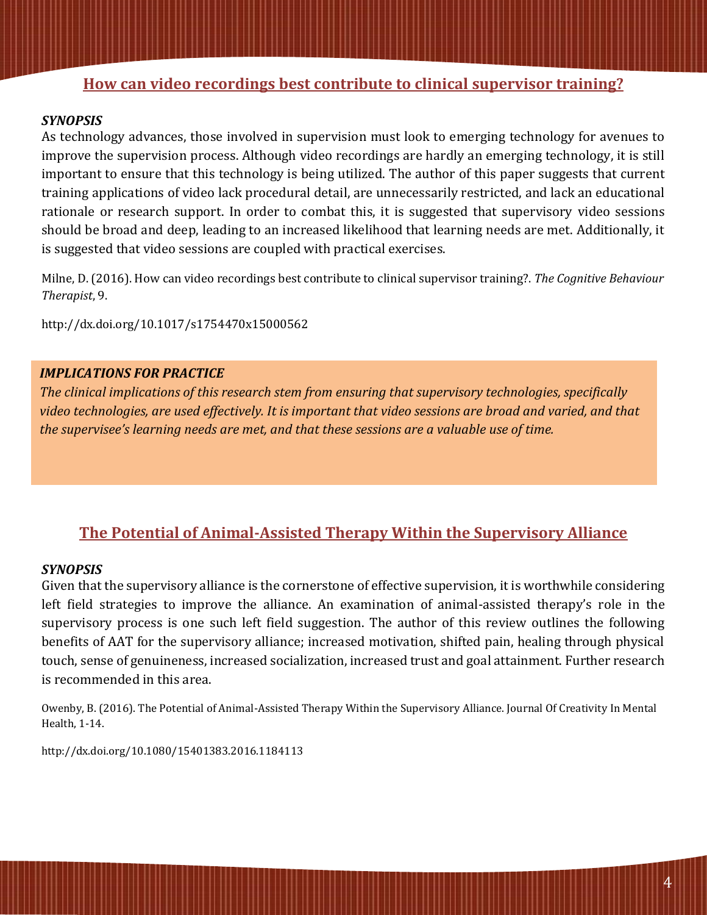## How can video recordings best contribute to clinical supervisor training?

***SYNOPSIS***

As technology advances, those involved in supervision must look to emerging technology for avenues to improve the supervision process. Although video recordings are hardly an emerging technology, it is still important to ensure that this technology is being utilized. The author of this paper suggests that current training applications of video lack procedural detail, are unnecessarily restricted, and lack an educational rationale or research support. In order to combat this, it is suggested that supervisory video sessions should be broad and deep, leading to an increased likelihood that learning needs are met. Additionally, it is suggested that video sessions are coupled with practical exercises.

Milne, D. (2016). How can video recordings best contribute to clinical supervisor training?. *The Cognitive Behaviour Therapist*, 9.

http://dx.doi.org/10.1017/s1754470x15000562

***IMPLICATIONS FOR PRACTICE***

*The clinical implications of this research stem from ensuring that supervisory technologies, specifically video technologies, are used effectively. It is important that video sessions are broad and varied, and that the supervisee's learning needs are met, and that these sessions are a valuable use of time.*

## The Potential of Animal-Assisted Therapy Within the Supervisory Alliance

***SYNOPSIS***

Given that the supervisory alliance is the cornerstone of effective supervision, it is worthwhile considering left field strategies to improve the alliance. An examination of animal-assisted therapy's role in the supervisory process is one such left field suggestion. The author of this review outlines the following benefits of AAT for the supervisory alliance; increased motivation, shifted pain, healing through physical touch, sense of genuineness, increased socialization, increased trust and goal attainment. Further research is recommended in this area.

Owenby, B. (2016). The Potential of Animal-Assisted Therapy Within the Supervisory Alliance. Journal Of Creativity In Mental Health, 1-14.

http://dx.doi.org/10.1080/15401383.2016.1184113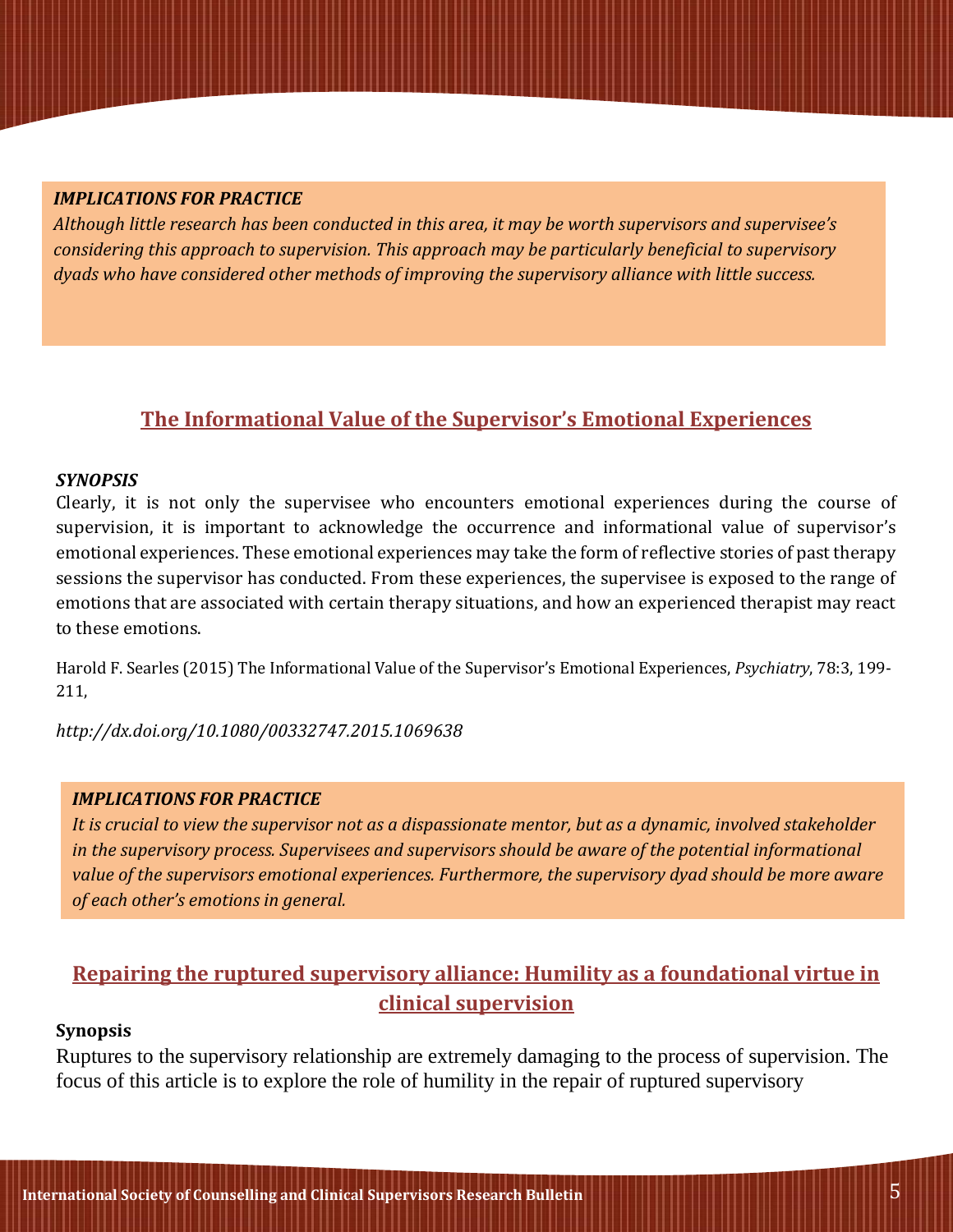***IMPLICATIONS FOR PRACTICE***

*Although little research has been conducted in this area, it may be worth supervisors and supervisee's considering this approach to supervision. This approach may be particularly beneficial to supervisory dyads who have considered other methods of improving the supervisory alliance with little success.*

## The Informational Value of the Supervisor's Emotional Experiences

***SYNOPSIS***

Clearly, it is not only the supervisee who encounters emotional experiences during the course of supervision, it is important to acknowledge the occurrence and informational value of supervisor's emotional experiences. These emotional experiences may take the form of reflective stories of past therapy sessions the supervisor has conducted. From these experiences, the supervisee is exposed to the range of emotions that are associated with certain therapy situations, and how an experienced therapist may react to these emotions.

Harold F. Searles (2015) The Informational Value of the Supervisor's Emotional Experiences, *Psychiatry*, 78:3, 199-211,

*http://dx.doi.org/10.1080/00332747.2015.1069638*

***IMPLICATIONS FOR PRACTICE***

*It is crucial to view the supervisor not as a dispassionate mentor, but as a dynamic, involved stakeholder in the supervisory process. Supervisees and supervisors should be aware of the potential informational value of the supervisors emotional experiences. Furthermore, the supervisory dyad should be more aware of each other's emotions in general.*

## Repairing the ruptured supervisory alliance: Humility as a foundational virtue in clinical supervision

**Synopsis**

Ruptures to the supervisory relationship are extremely damaging to the process of supervision. The focus of this article is to explore the role of humility in the repair of ruptured supervisory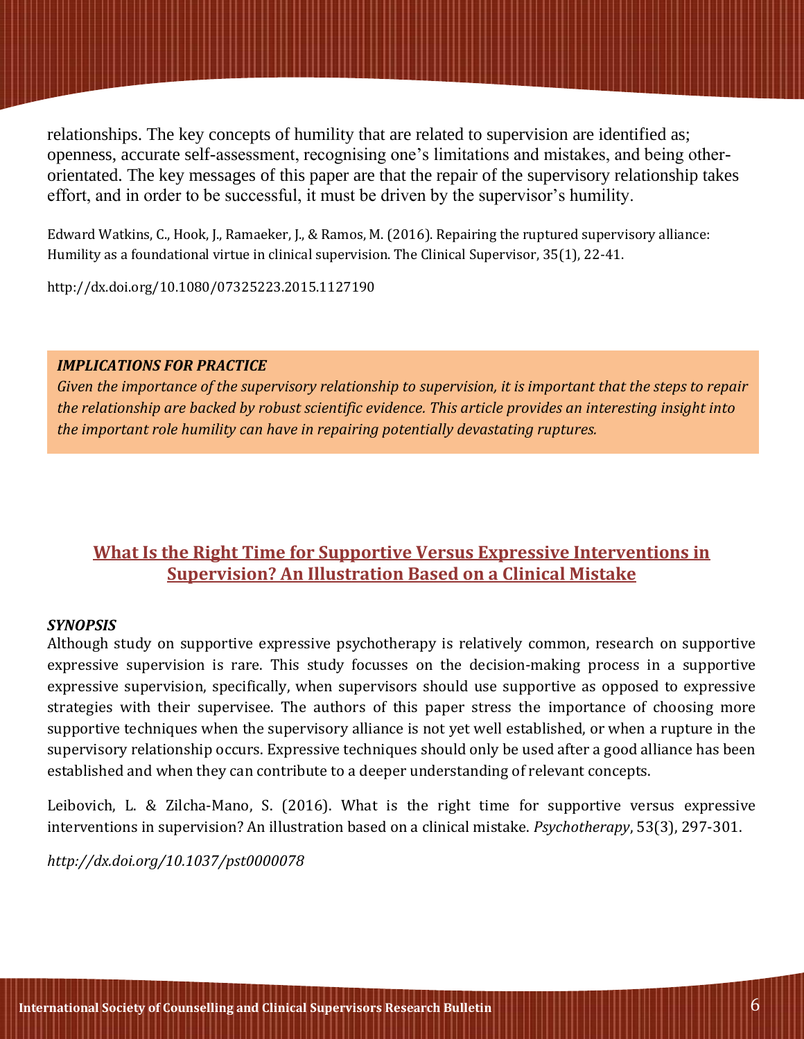relationships. The key concepts of humility that are related to supervision are identified as; openness, accurate self-assessment, recognising one's limitations and mistakes, and being other-orientated. The key messages of this paper are that the repair of the supervisory relationship takes effort, and in order to be successful, it must be driven by the supervisor's humility.

Edward Watkins, C., Hook, J., Ramaeker, J., & Ramos, M. (2016). Repairing the ruptured supervisory alliance: Humility as a foundational virtue in clinical supervision. The Clinical Supervisor, 35(1), 22-41.

http://dx.doi.org/10.1080/07325223.2015.1127190

***IMPLICATIONS FOR PRACTICE***

*Given the importance of the supervisory relationship to supervision, it is important that the steps to repair the relationship are backed by robust scientific evidence. This article provides an interesting insight into the important role humility can have in repairing potentially devastating ruptures.*

## What Is the Right Time for Supportive Versus Expressive Interventions in Supervision? An Illustration Based on a Clinical Mistake

***SYNOPSIS***

Although study on supportive expressive psychotherapy is relatively common, research on supportive expressive supervision is rare. This study focusses on the decision-making process in a supportive expressive supervision, specifically, when supervisors should use supportive as opposed to expressive strategies with their supervisee. The authors of this paper stress the importance of choosing more supportive techniques when the supervisory alliance is not yet well established, or when a rupture in the supervisory relationship occurs. Expressive techniques should only be used after a good alliance has been established and when they can contribute to a deeper understanding of relevant concepts.

Leibovich, L. & Zilcha-Mano, S. (2016). What is the right time for supportive versus expressive interventions in supervision? An illustration based on a clinical mistake. *Psychotherapy*, 53(3), 297-301.

*http://dx.doi.org/10.1037/pst0000078*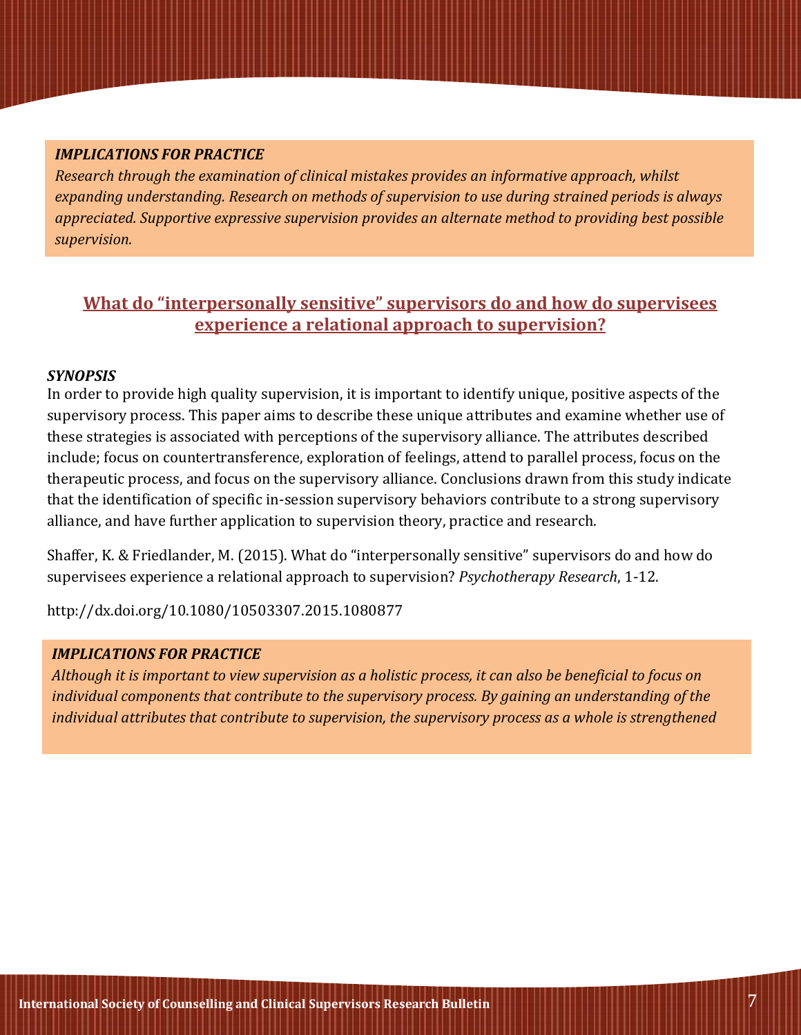***IMPLICATIONS FOR PRACTICE***

*Research through the examination of clinical mistakes provides an informative approach, whilst expanding understanding. Research on methods of supervision to use during strained periods is always appreciated. Supportive expressive supervision provides an alternate method to providing best possible supervision.*

## What do "interpersonally sensitive" supervisors do and how do supervisees experience a relational approach to supervision?

***SYNOPSIS***

In order to provide high quality supervision, it is important to identify unique, positive aspects of the supervisory process. This paper aims to describe these unique attributes and examine whether use of these strategies is associated with perceptions of the supervisory alliance. The attributes described include; focus on countertransference, exploration of feelings, attend to parallel process, focus on the therapeutic process, and focus on the supervisory alliance. Conclusions drawn from this study indicate that the identification of specific in-session supervisory behaviors contribute to a strong supervisory alliance, and have further application to supervision theory, practice and research.

Shaffer, K. & Friedlander, M. (2015). What do "interpersonally sensitive" supervisors do and how do supervisees experience a relational approach to supervision? *Psychotherapy Research*, 1-12.

http://dx.doi.org/10.1080/10503307.2015.1080877

***IMPLICATIONS FOR PRACTICE***

*Although it is important to view supervision as a holistic process, it can also be beneficial to focus on individual components that contribute to the supervisory process. By gaining an understanding of the individual attributes that contribute to supervision, the supervisory process as a whole is strengthened*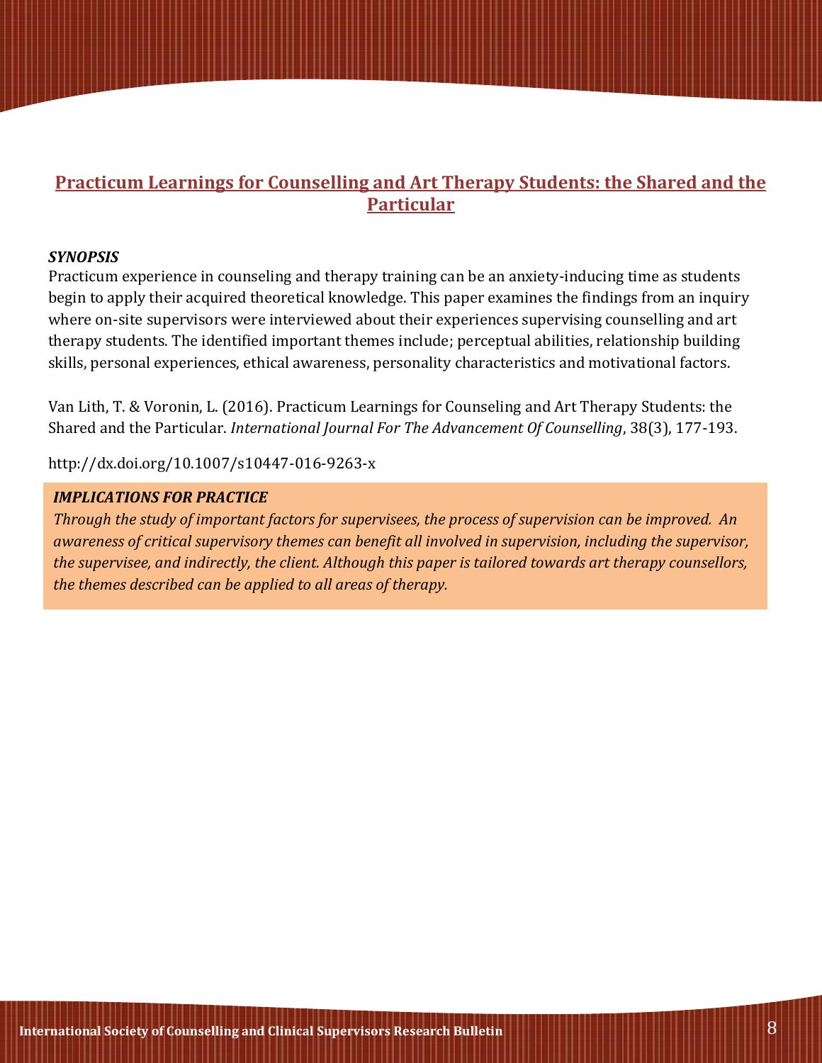## Practicum Learnings for Counselling and Art Therapy Students: the Shared and the Particular

***SYNOPSIS***

Practicum experience in counseling and therapy training can be an anxiety-inducing time as students begin to apply their acquired theoretical knowledge. This paper examines the findings from an inquiry where on-site supervisors were interviewed about their experiences supervising counselling and art therapy students. The identified important themes include; perceptual abilities, relationship building skills, personal experiences, ethical awareness, personality characteristics and motivational factors.

Van Lith, T. & Voronin, L. (2016). Practicum Learnings for Counseling and Art Therapy Students: the Shared and the Particular. *International Journal For The Advancement Of Counselling*, 38(3), 177-193.

http://dx.doi.org/10.1007/s10447-016-9263-x

***IMPLICATIONS FOR PRACTICE***

*Through the study of important factors for supervisees, the process of supervision can be improved. An awareness of critical supervisory themes can benefit all involved in supervision, including the supervisor, the supervisee, and indirectly, the client. Although this paper is tailored towards art therapy counsellors, the themes described can be applied to all areas of therapy.*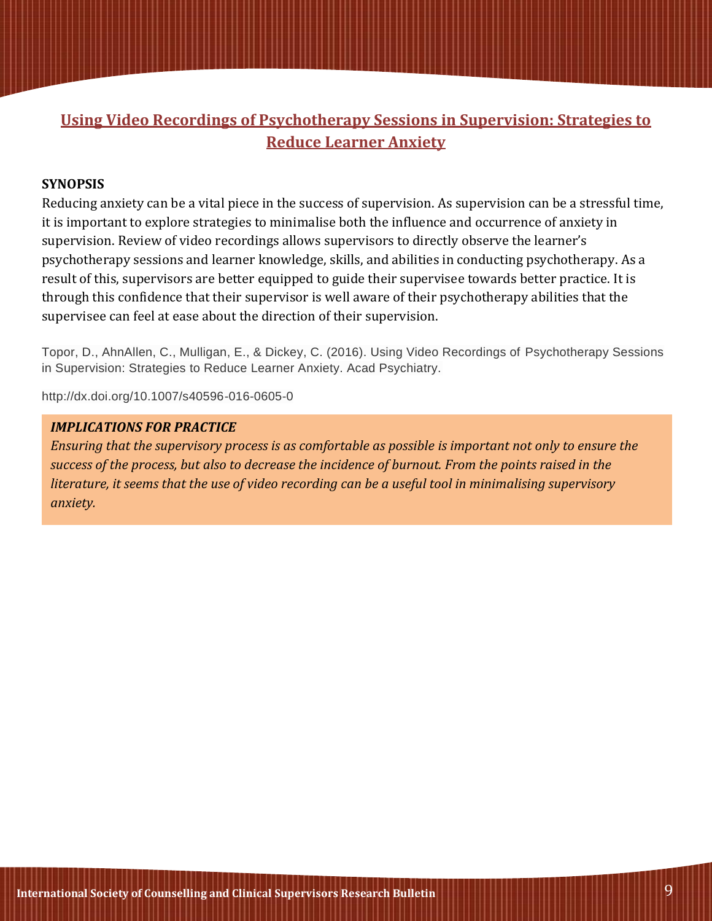## Using Video Recordings of Psychotherapy Sessions in Supervision: Strategies to Reduce Learner Anxiety

**SYNOPSIS**

Reducing anxiety can be a vital piece in the success of supervision. As supervision can be a stressful time, it is important to explore strategies to minimalise both the influence and occurrence of anxiety in supervision. Review of video recordings allows supervisors to directly observe the learner's psychotherapy sessions and learner knowledge, skills, and abilities in conducting psychotherapy. As a result of this, supervisors are better equipped to guide their supervisee towards better practice. It is through this confidence that their supervisor is well aware of their psychotherapy abilities that the supervisee can feel at ease about the direction of their supervision.

Topor, D., AhnAllen, C., Mulligan, E., & Dickey, C. (2016). Using Video Recordings of Psychotherapy Sessions in Supervision: Strategies to Reduce Learner Anxiety. Acad Psychiatry.

http://dx.doi.org/10.1007/s40596-016-0605-0

***IMPLICATIONS FOR PRACTICE***

*Ensuring that the supervisory process is as comfortable as possible is important not only to ensure the success of the process, but also to decrease the incidence of burnout. From the points raised in the literature, it seems that the use of video recording can be a useful tool in minimalising supervisory anxiety.*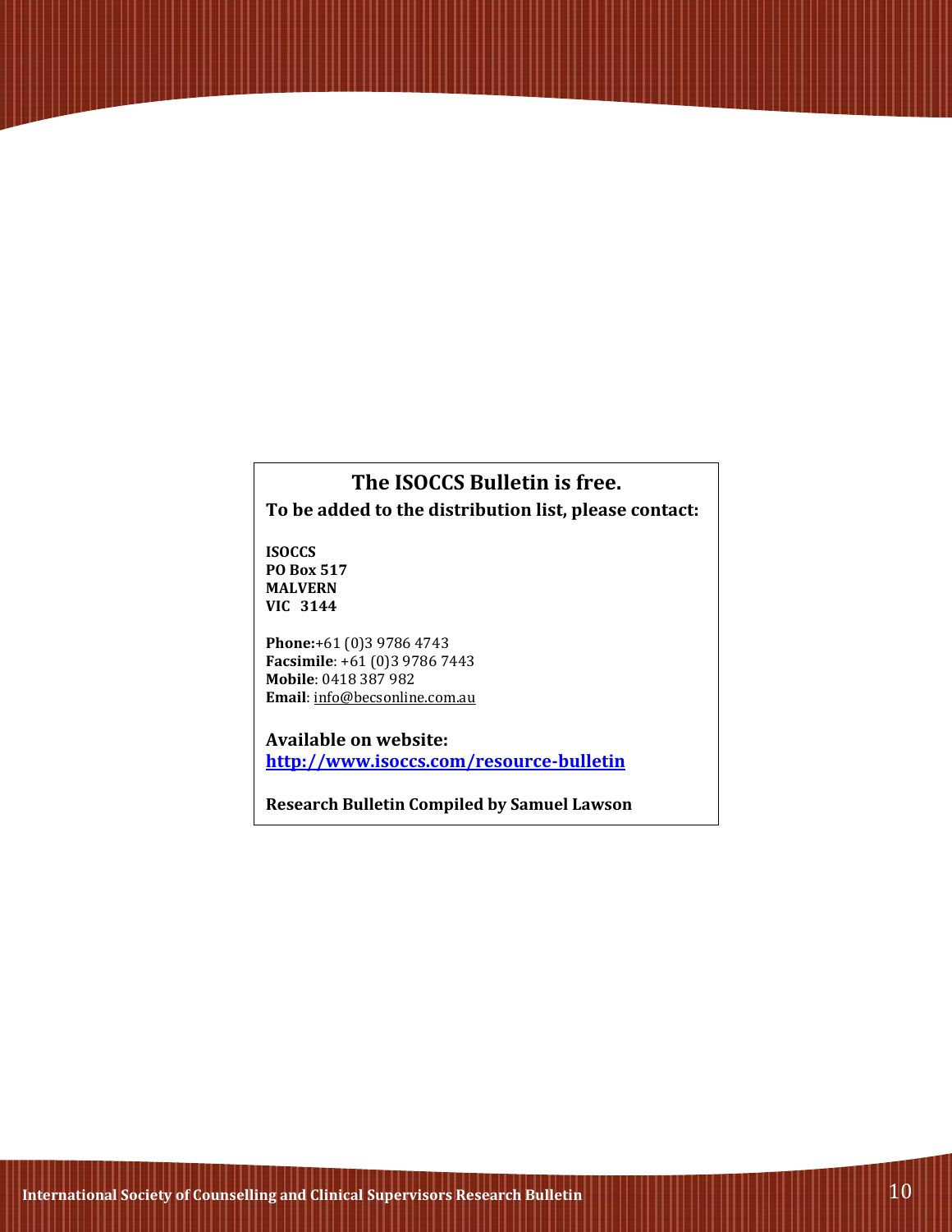## The ISOCCS Bulletin is free.

**To be added to the distribution list, please contact:**

**ISOCCS**
**PO Box 517**
**MALVERN**
**VIC 3144**

**Phone:**+61 (0)3 9786 4743
**Facsimile**: +61 (0)3 9786 7443
**Mobile**: 0418 387 982
**Email**: info@becsonline.com.au

**Available on website:**
**http://www.isoccs.com/resource-bulletin**

**Research Bulletin Compiled by Samuel Lawson**